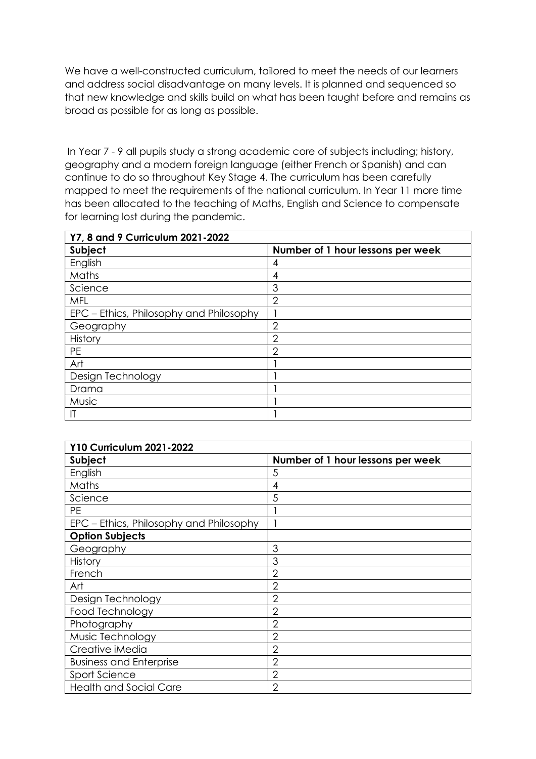We have a well-constructed curriculum, tailored to meet the needs of our learners and address social disadvantage on many levels. It is planned and sequenced so that new knowledge and skills build on what has been taught before and remains as broad as possible for as long as possible.

In Year 7 - 9 all pupils study a strong academic core of subjects including; history, geography and a modern foreign language (either French or Spanish) and can continue to do so throughout Key Stage 4. The curriculum has been carefully mapped to meet the requirements of the national curriculum. In Year 11 more time has been allocated to the teaching of Maths, English and Science to compensate for learning lost during the pandemic.

| **Y7, 8 and 9 Curriculum 2021-2022** | |
|---|---|
| **Subject** | **Number of 1 hour lessons per week** |
| English | 4 |
| Maths | 4 |
| Science | 3 |
| MFL | 2 |
| EPC – Ethics, Philosophy and Philosophy | 1 |
| Geography | 2 |
| History | 2 |
| PE | 2 |
| Art | 1 |
| Design Technology | 1 |
| Drama | 1 |
| Music | 1 |
| IT | 1 |

| **Y10 Curriculum 2021-2022** | |
|---|---|
| **Subject** | **Number of 1 hour lessons per week** |
| English | 5 |
| Maths | 4 |
| Science | 5 |
| PE | 1 |
| EPC – Ethics, Philosophy and Philosophy | 1 |
| **Option Subjects** | |
| Geography | 3 |
| History | 3 |
| French | 2 |
| Art | 2 |
| Design Technology | 2 |
| Food Technology | 2 |
| Photography | 2 |
| Music Technology | 2 |
| Creative iMedia | 2 |
| Business and Enterprise | 2 |
| Sport Science | 2 |
| Health and Social Care | 2 |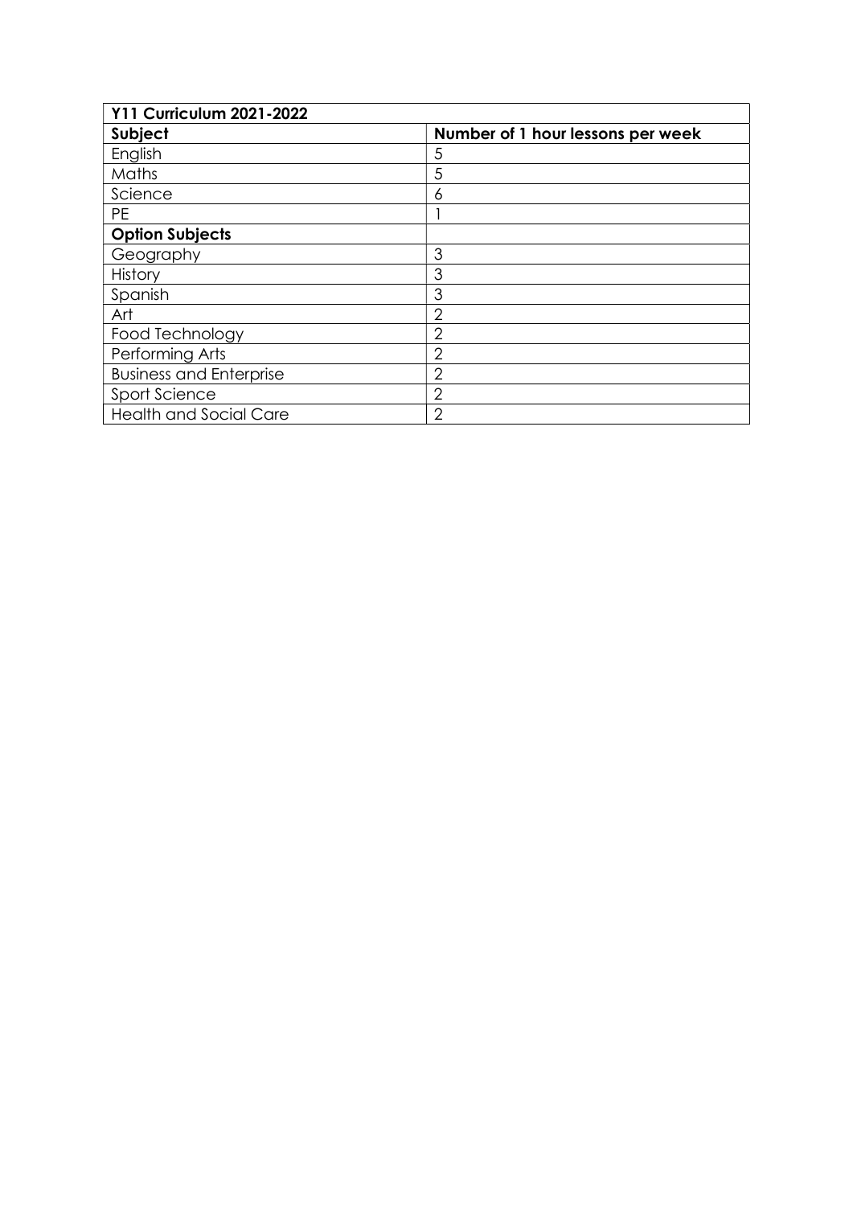| Y11 Curriculum 2021-2022 | |
|---|---|
| **Subject** | **Number of 1 hour lessons per week** |
| English | 5 |
| Maths | 5 |
| Science | 6 |
| PE | 1 |
| **Option Subjects** | |
| Geography | 3 |
| History | 3 |
| Spanish | 3 |
| Art | 2 |
| Food Technology | 2 |
| Performing Arts | 2 |
| Business and Enterprise | 2 |
| Sport Science | 2 |
| Health and Social Care | 2 |